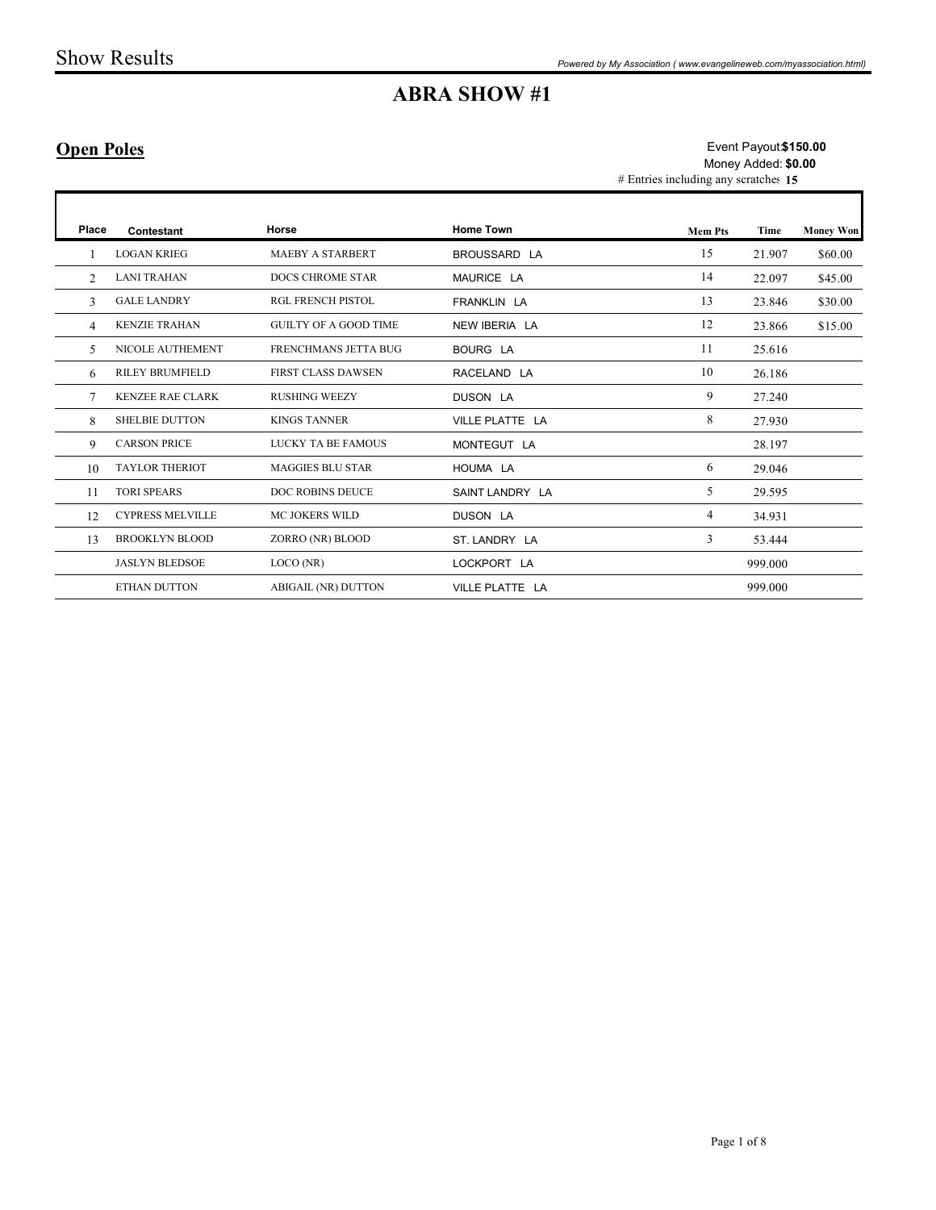# Show Results

*Powered by My Association ( www.evangelineweb.com/myassociation.html)*

## ABRA SHOW #1

### Open Poles

Event Payout:**$150.00**
Money Added: **$0.00**
# Entries including any scratches **15**

| Place | Contestant | Horse | Home Town | Mem Pts | Time | Money Won |
|---|---|---|---|---|---|---|
| 1 | LOGAN KRIEG | MAEBY A STARBERT | BROUSSARD LA | 15 | 21.907 | $60.00 |
| 2 | LANI TRAHAN | DOCS CHROME STAR | MAURICE LA | 14 | 22.097 | $45.00 |
| 3 | GALE LANDRY | RGL FRENCH PISTOL | FRANKLIN LA | 13 | 23.846 | $30.00 |
| 4 | KENZIE TRAHAN | GUILTY OF A GOOD TIME | NEW IBERIA LA | 12 | 23.866 | $15.00 |
| 5 | NICOLE AUTHEMENT | FRENCHMANS JETTA BUG | BOURG LA | 11 | 25.616 | |
| 6 | RILEY BRUMFIELD | FIRST CLASS DAWSEN | RACELAND LA | 10 | 26.186 | |
| 7 | KENZEE RAE CLARK | RUSHING WEEZY | DUSON LA | 9 | 27.240 | |
| 8 | SHELBIE DUTTON | KINGS TANNER | VILLE PLATTE LA | 8 | 27.930 | |
| 9 | CARSON PRICE | LUCKY TA BE FAMOUS | MONTEGUT LA | | 28.197 | |
| 10 | TAYLOR THERIOT | MAGGIES BLU STAR | HOUMA LA | 6 | 29.046 | |
| 11 | TORI SPEARS | DOC ROBINS DEUCE | SAINT LANDRY LA | 5 | 29.595 | |
| 12 | CYPRESS MELVILLE | MC JOKERS WILD | DUSON LA | 4 | 34.931 | |
| 13 | BROOKLYN BLOOD | ZORRO (NR) BLOOD | ST. LANDRY LA | 3 | 53.444 | |
| | JASLYN BLEDSOE | LOCO (NR) | LOCKPORT LA | | 999.000 | |
| | ETHAN DUTTON | ABIGAIL (NR) DUTTON | VILLE PLATTE LA | | 999.000 | |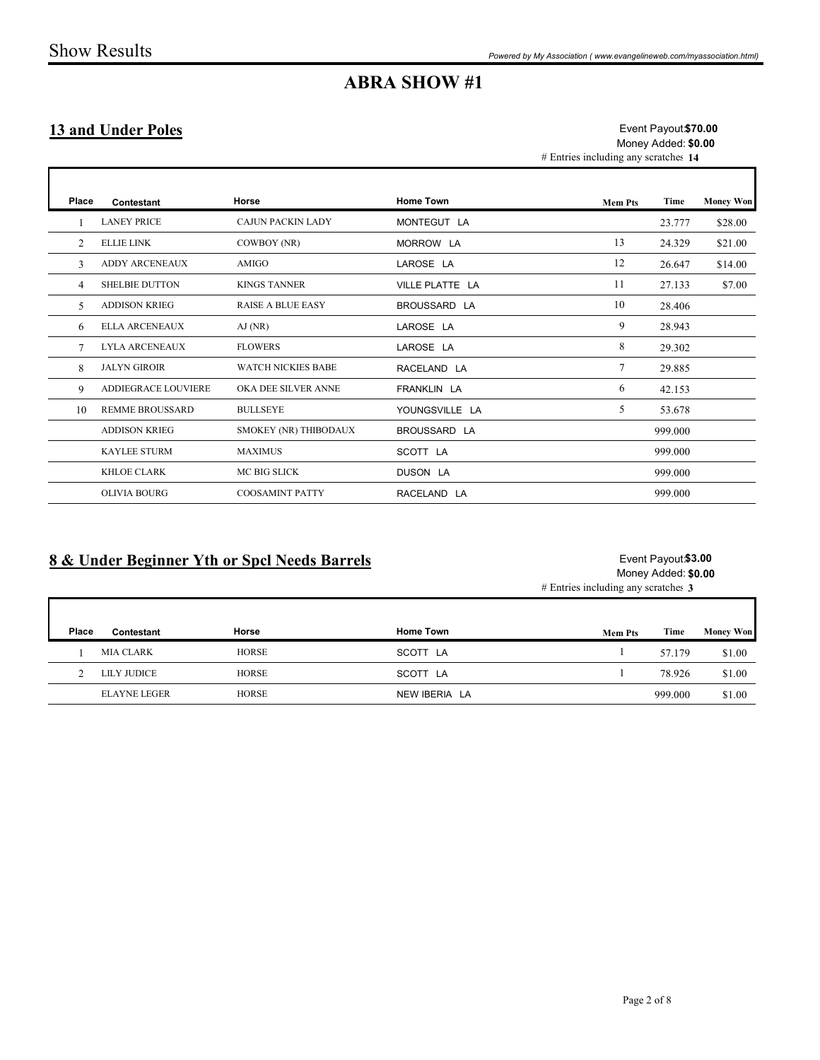# ABRA SHOW #1

## 13 and Under Poles

Event Payout: **$70.00**
Money Added: **$0.00**
# Entries including any scratches **14**

| Place | Contestant | Horse | Home Town | Mem Pts | Time | Money Won |
|---|---|---|---|---|---|---|
| 1 | LANEY PRICE | CAJUN PACKIN LADY | MONTEGUT LA | | 23.777 | $28.00 |
| 2 | ELLIE LINK | COWBOY (NR) | MORROW LA | 13 | 24.329 | $21.00 |
| 3 | ADDY ARCENEAUX | AMIGO | LAROSE LA | 12 | 26.647 | $14.00 |
| 4 | SHELBIE DUTTON | KINGS TANNER | VILLE PLATTE LA | 11 | 27.133 | $7.00 |
| 5 | ADDISON KRIEG | RAISE A BLUE EASY | BROUSSARD LA | 10 | 28.406 | |
| 6 | ELLA ARCENEAUX | AJ (NR) | LAROSE LA | 9 | 28.943 | |
| 7 | LYLA ARCENEAUX | FLOWERS | LAROSE LA | 8 | 29.302 | |
| 8 | JALYN GIROIR | WATCH NICKIES BABE | RACELAND LA | 7 | 29.885 | |
| 9 | ADDIEGRACE LOUVIERE | OKA DEE SILVER ANNE | FRANKLIN LA | 6 | 42.153 | |
| 10 | REMME BROUSSARD | BULLSEYE | YOUNGSVILLE LA | 5 | 53.678 | |
| | ADDISON KRIEG | SMOKEY (NR) THIBODAUX | BROUSSARD LA | | 999.000 | |
| | KAYLEE STURM | MAXIMUS | SCOTT LA | | 999.000 | |
| | KHLOE CLARK | MC BIG SLICK | DUSON LA | | 999.000 | |
| | OLIVIA BOURG | COOSAMINT PATTY | RACELAND LA | | 999.000 | |

## 8 & Under Beginner Yth or Spcl Needs Barrels

Event Payout: **$3.00**
Money Added: **$0.00**
# Entries including any scratches **3**

| Place | Contestant | Horse | Home Town | Mem Pts | Time | Money Won |
|---|---|---|---|---|---|---|
| 1 | MIA CLARK | HORSE | SCOTT LA | 1 | 57.179 | $1.00 |
| 2 | LILY JUDICE | HORSE | SCOTT LA | 1 | 78.926 | $1.00 |
| | ELAYNE LEGER | HORSE | NEW IBERIA LA | | 999.000 | $1.00 |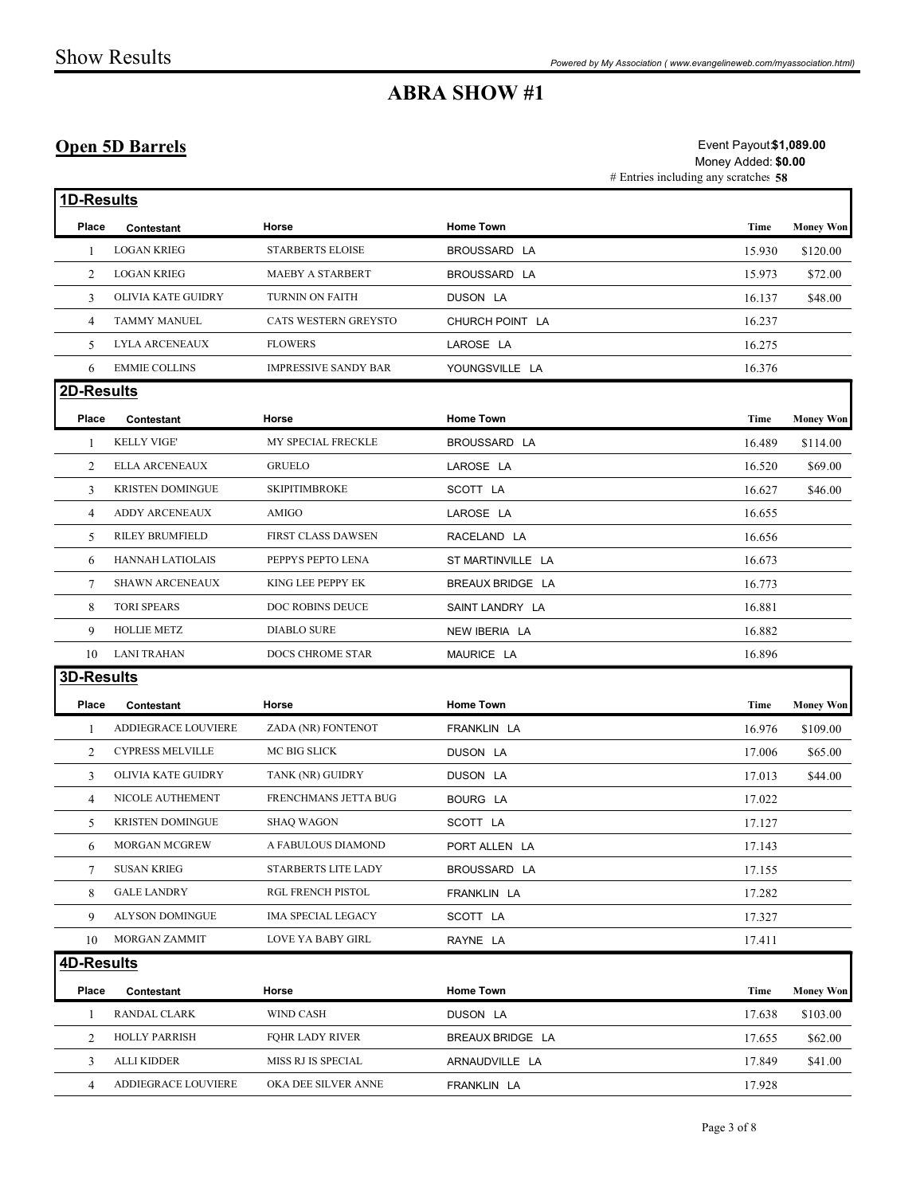# Show Results

## ABRA SHOW #1

### Open 5D Barrels

Event Payout: **$1,089.00**
Money Added: **$0.00**
# Entries including any scratches **58**

#### 1D-Results

| Place | Contestant | Horse | Home Town | Time | Money Won |
|---|---|---|---|---|---|
| 1 | LOGAN KRIEG | STARBERTS ELOISE | BROUSSARD LA | 15.930 | $120.00 |
| 2 | LOGAN KRIEG | MAEBY A STARBERT | BROUSSARD LA | 15.973 | $72.00 |
| 3 | OLIVIA KATE GUIDRY | TURNIN ON FAITH | DUSON LA | 16.137 | $48.00 |
| 4 | TAMMY MANUEL | CATS WESTERN GREYSTO | CHURCH POINT LA | 16.237 | |
| 5 | LYLA ARCENEAUX | FLOWERS | LAROSE LA | 16.275 | |
| 6 | EMMIE COLLINS | IMPRESSIVE SANDY BAR | YOUNGSVILLE LA | 16.376 | |

#### 2D-Results

| Place | Contestant | Horse | Home Town | Time | Money Won |
|---|---|---|---|---|---|
| 1 | KELLY VIGE' | MY SPECIAL FRECKLE | BROUSSARD LA | 16.489 | $114.00 |
| 2 | ELLA ARCENEAUX | GRUELO | LAROSE LA | 16.520 | $69.00 |
| 3 | KRISTEN DOMINGUE | SKIPITIMBROKE | SCOTT LA | 16.627 | $46.00 |
| 4 | ADDY ARCENEAUX | AMIGO | LAROSE LA | 16.655 | |
| 5 | RILEY BRUMFIELD | FIRST CLASS DAWSEN | RACELAND LA | 16.656 | |
| 6 | HANNAH LATIOLAIS | PEPPYS PEPTO LENA | ST MARTINVILLE LA | 16.673 | |
| 7 | SHAWN ARCENEAUX | KING LEE PEPPY EK | BREAUX BRIDGE LA | 16.773 | |
| 8 | TORI SPEARS | DOC ROBINS DEUCE | SAINT LANDRY LA | 16.881 | |
| 9 | HOLLIE METZ | DIABLO SURE | NEW IBERIA LA | 16.882 | |
| 10 | LANI TRAHAN | DOCS CHROME STAR | MAURICE LA | 16.896 | |

#### 3D-Results

| Place | Contestant | Horse | Home Town | Time | Money Won |
|---|---|---|---|---|---|
| 1 | ADDIEGRACE LOUVIERE | ZADA (NR) FONTENOT | FRANKLIN LA | 16.976 | $109.00 |
| 2 | CYPRESS MELVILLE | MC BIG SLICK | DUSON LA | 17.006 | $65.00 |
| 3 | OLIVIA KATE GUIDRY | TANK (NR) GUIDRY | DUSON LA | 17.013 | $44.00 |
| 4 | NICOLE AUTHEMENT | FRENCHMANS JETTA BUG | BOURG LA | 17.022 | |
| 5 | KRISTEN DOMINGUE | SHAQ WAGON | SCOTT LA | 17.127 | |
| 6 | MORGAN MCGREW | A FABULOUS DIAMOND | PORT ALLEN LA | 17.143 | |
| 7 | SUSAN KRIEG | STARBERTS LITE LADY | BROUSSARD LA | 17.155 | |
| 8 | GALE LANDRY | RGL FRENCH PISTOL | FRANKLIN LA | 17.282 | |
| 9 | ALYSON DOMINGUE | IMA SPECIAL LEGACY | SCOTT LA | 17.327 | |
| 10 | MORGAN ZAMMIT | LOVE YA BABY GIRL | RAYNE LA | 17.411 | |

#### 4D-Results

| Place | Contestant | Horse | Home Town | Time | Money Won |
|---|---|---|---|---|---|
| 1 | RANDAL CLARK | WIND CASH | DUSON LA | 17.638 | $103.00 |
| 2 | HOLLY PARRISH | FQHR LADY RIVER | BREAUX BRIDGE LA | 17.655 | $62.00 |
| 3 | ALLI KIDDER | MISS RJ IS SPECIAL | ARNAUDVILLE LA | 17.849 | $41.00 |
| 4 | ADDIEGRACE LOUVIERE | OKA DEE SILVER ANNE | FRANKLIN LA | 17.928 | |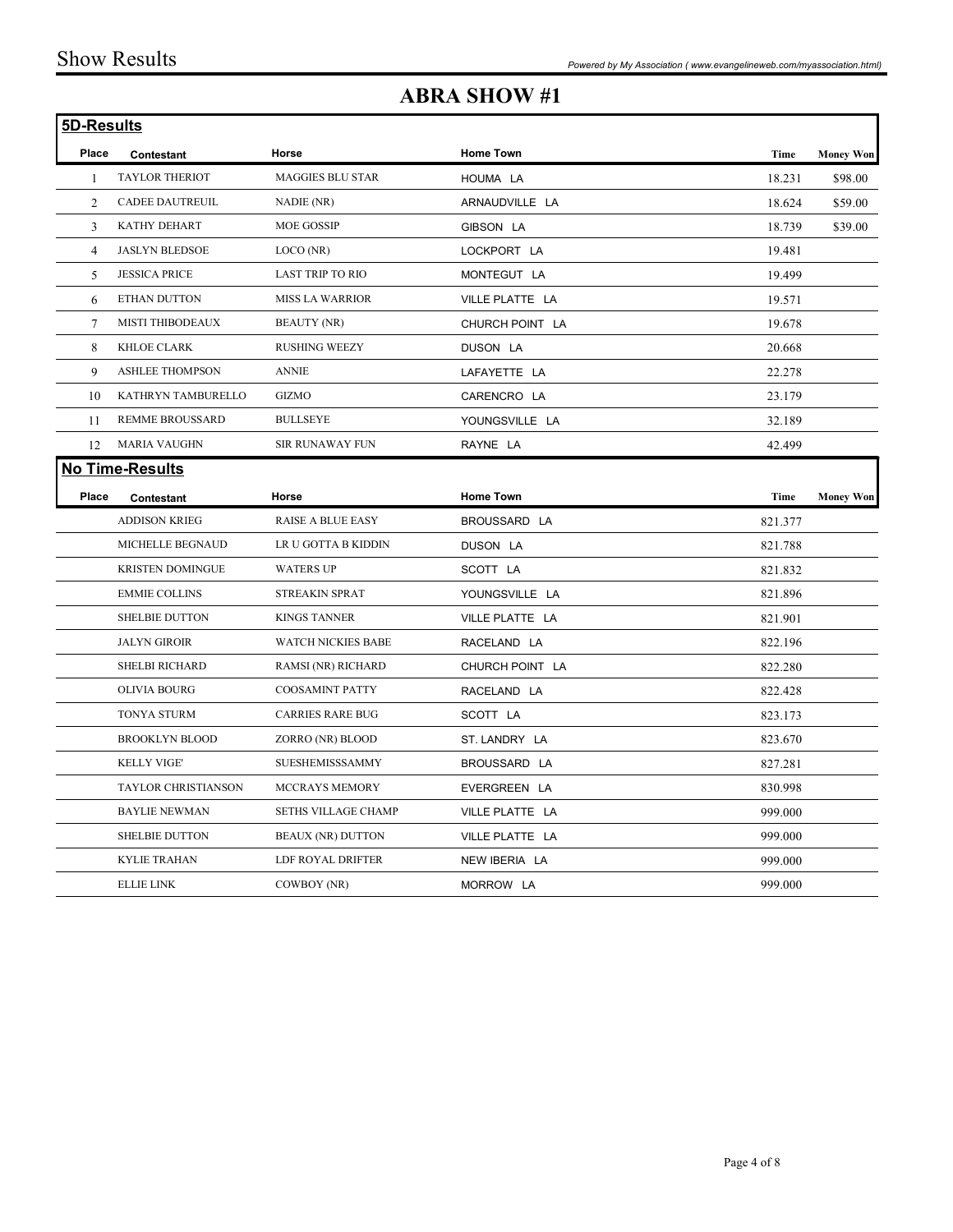# ABRA SHOW #1

## 5D-Results

| Place | Contestant | Horse | Home Town | Time | Money Won |
|---|---|---|---|---|---|
| 1 | TAYLOR THERIOT | MAGGIES BLU STAR | HOUMA LA | 18.231 | $98.00 |
| 2 | CADEE DAUTREUIL | NADIE (NR) | ARNAUDVILLE LA | 18.624 | $59.00 |
| 3 | KATHY DEHART | MOE GOSSIP | GIBSON LA | 18.739 | $39.00 |
| 4 | JASLYN BLEDSOE | LOCO (NR) | LOCKPORT LA | 19.481 | |
| 5 | JESSICA PRICE | LAST TRIP TO RIO | MONTEGUT LA | 19.499 | |
| 6 | ETHAN DUTTON | MISS LA WARRIOR | VILLE PLATTE LA | 19.571 | |
| 7 | MISTI THIBODEAUX | BEAUTY (NR) | CHURCH POINT LA | 19.678 | |
| 8 | KHLOE CLARK | RUSHING WEEZY | DUSON LA | 20.668 | |
| 9 | ASHLEE THOMPSON | ANNIE | LAFAYETTE LA | 22.278 | |
| 10 | KATHRYN TAMBURELLO | GIZMO | CARENCRO LA | 23.179 | |
| 11 | REMME BROUSSARD | BULLSEYE | YOUNGSVILLE LA | 32.189 | |
| 12 | MARIA VAUGHN | SIR RUNAWAY FUN | RAYNE LA | 42.499 | |

## No Time-Results

| Place | Contestant | Horse | Home Town | Time | Money Won |
|---|---|---|---|---|---|
| | ADDISON KRIEG | RAISE A BLUE EASY | BROUSSARD LA | 821.377 | |
| | MICHELLE BEGNAUD | LR U GOTTA B KIDDIN | DUSON LA | 821.788 | |
| | KRISTEN DOMINGUE | WATERS UP | SCOTT LA | 821.832 | |
| | EMMIE COLLINS | STREAKIN SPRAT | YOUNGSVILLE LA | 821.896 | |
| | SHELBIE DUTTON | KINGS TANNER | VILLE PLATTE LA | 821.901 | |
| | JALYN GIROIR | WATCH NICKIES BABE | RACELAND LA | 822.196 | |
| | SHELBI RICHARD | RAMSI (NR) RICHARD | CHURCH POINT LA | 822.280 | |
| | OLIVIA BOURG | COOSAMINT PATTY | RACELAND LA | 822.428 | |
| | TONYA STURM | CARRIES RARE BUG | SCOTT LA | 823.173 | |
| | BROOKLYN BLOOD | ZORRO (NR) BLOOD | ST. LANDRY LA | 823.670 | |
| | KELLY VIGE' | SUESHEMISSSAMMY | BROUSSARD LA | 827.281 | |
| | TAYLOR CHRISTIANSON | MCCRAYS MEMORY | EVERGREEN LA | 830.998 | |
| | BAYLIE NEWMAN | SETHS VILLAGE CHAMP | VILLE PLATTE LA | 999.000 | |
| | SHELBIE DUTTON | BEAUX (NR) DUTTON | VILLE PLATTE LA | 999.000 | |
| | KYLIE TRAHAN | LDF ROYAL DRIFTER | NEW IBERIA LA | 999.000 | |
| | ELLIE LINK | COWBOY (NR) | MORROW LA | 999.000 | |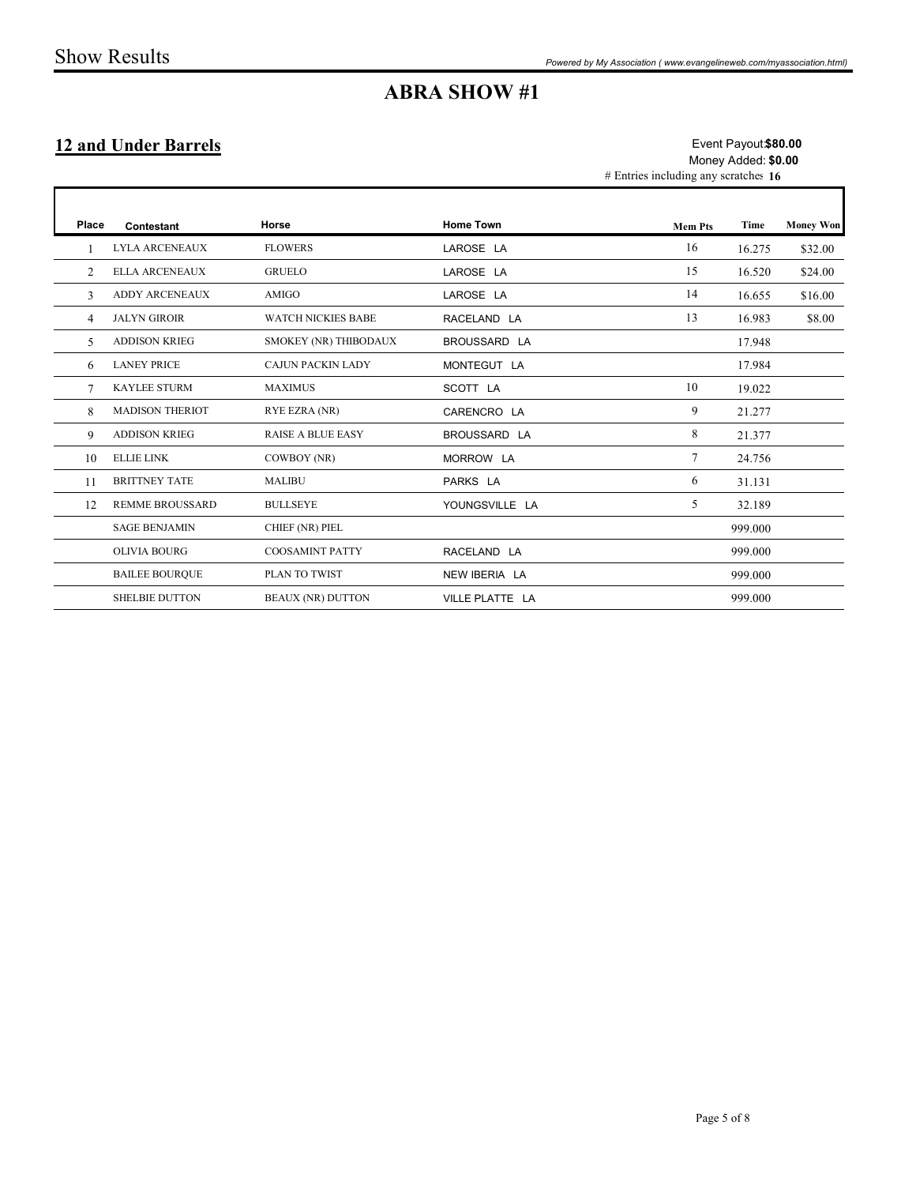# ABRA SHOW #1

## 12 and Under Barrels

Event Payout: **$80.00**
Money Added: **$0.00**
# Entries including any scratches **16**

| Place | Contestant | Horse | Home Town | Mem Pts | Time | Money Won |
|---|---|---|---|---|---|---|
| 1 | LYLA ARCENEAUX | FLOWERS | LAROSE LA | 16 | 16.275 | $32.00 |
| 2 | ELLA ARCENEAUX | GRUELO | LAROSE LA | 15 | 16.520 | $24.00 |
| 3 | ADDY ARCENEAUX | AMIGO | LAROSE LA | 14 | 16.655 | $16.00 |
| 4 | JALYN GIROIR | WATCH NICKIES BABE | RACELAND LA | 13 | 16.983 | $8.00 |
| 5 | ADDISON KRIEG | SMOKEY (NR) THIBODAUX | BROUSSARD LA | | 17.948 | |
| 6 | LANEY PRICE | CAJUN PACKIN LADY | MONTEGUT LA | | 17.984 | |
| 7 | KAYLEE STURM | MAXIMUS | SCOTT LA | 10 | 19.022 | |
| 8 | MADISON THERIOT | RYE EZRA (NR) | CARENCRO LA | 9 | 21.277 | |
| 9 | ADDISON KRIEG | RAISE A BLUE EASY | BROUSSARD LA | 8 | 21.377 | |
| 10 | ELLIE LINK | COWBOY (NR) | MORROW LA | 7 | 24.756 | |
| 11 | BRITTNEY TATE | MALIBU | PARKS LA | 6 | 31.131 | |
| 12 | REMME BROUSSARD | BULLSEYE | YOUNGSVILLE LA | 5 | 32.189 | |
| | SAGE BENJAMIN | CHIEF (NR) PIEL | | | 999.000 | |
| | OLIVIA BOURG | COOSAMINT PATTY | RACELAND LA | | 999.000 | |
| | BAILEE BOURQUE | PLAN TO TWIST | NEW IBERIA LA | | 999.000 | |
| | SHELBIE DUTTON | BEAUX (NR) DUTTON | VILLE PLATTE LA | | 999.000 | |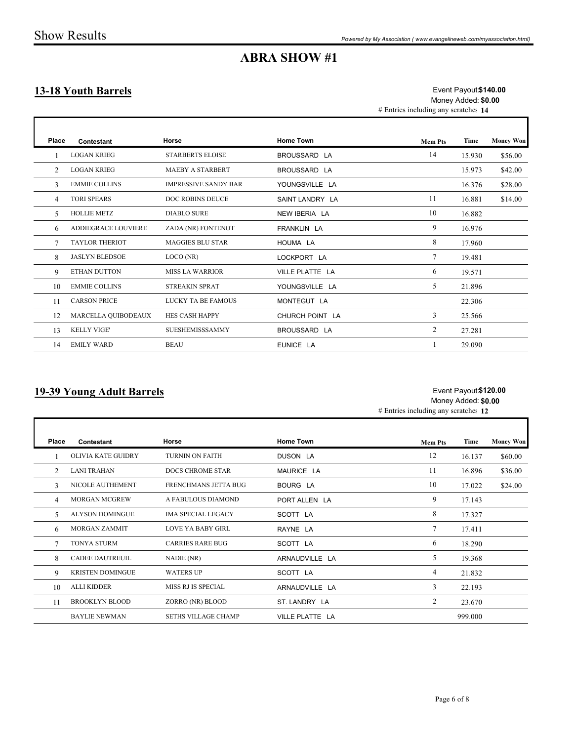# ABRA SHOW #1

## 13-18 Youth Barrels

Event Payout: **$140.00**
Money Added: **$0.00**
# Entries including any scratches **14**

| Place | Contestant | Horse | Home Town | Mem Pts | Time | Money Won |
|---|---|---|---|---|---|---|
| 1 | LOGAN KRIEG | STARBERTS ELOISE | BROUSSARD LA | 14 | 15.930 | $56.00 |
| 2 | LOGAN KRIEG | MAEBY A STARBERT | BROUSSARD LA | | 15.973 | $42.00 |
| 3 | EMMIE COLLINS | IMPRESSIVE SANDY BAR | YOUNGSVILLE LA | | 16.376 | $28.00 |
| 4 | TORI SPEARS | DOC ROBINS DEUCE | SAINT LANDRY LA | 11 | 16.881 | $14.00 |
| 5 | HOLLIE METZ | DIABLO SURE | NEW IBERIA LA | 10 | 16.882 | |
| 6 | ADDIEGRACE LOUVIERE | ZADA (NR) FONTENOT | FRANKLIN LA | 9 | 16.976 | |
| 7 | TAYLOR THERIOT | MAGGIES BLU STAR | HOUMA LA | 8 | 17.960 | |
| 8 | JASLYN BLEDSOE | LOCO (NR) | LOCKPORT LA | 7 | 19.481 | |
| 9 | ETHAN DUTTON | MISS LA WARRIOR | VILLE PLATTE LA | 6 | 19.571 | |
| 10 | EMMIE COLLINS | STREAKIN SPRAT | YOUNGSVILLE LA | 5 | 21.896 | |
| 11 | CARSON PRICE | LUCKY TA BE FAMOUS | MONTEGUT LA | | 22.306 | |
| 12 | MARCELLA QUIBODEAUX | HES CASH HAPPY | CHURCH POINT LA | 3 | 25.566 | |
| 13 | KELLY VIGE' | SUESHEMISSSAMMY | BROUSSARD LA | 2 | 27.281 | |
| 14 | EMILY WARD | BEAU | EUNICE LA | 1 | 29.090 | |

## 19-39 Young Adult Barrels

Event Payout: **$120.00**
Money Added: **$0.00**
# Entries including any scratches **12**

| Place | Contestant | Horse | Home Town | Mem Pts | Time | Money Won |
|---|---|---|---|---|---|---|
| 1 | OLIVIA KATE GUIDRY | TURNIN ON FAITH | DUSON LA | 12 | 16.137 | $60.00 |
| 2 | LANI TRAHAN | DOCS CHROME STAR | MAURICE LA | 11 | 16.896 | $36.00 |
| 3 | NICOLE AUTHEMENT | FRENCHMANS JETTA BUG | BOURG LA | 10 | 17.022 | $24.00 |
| 4 | MORGAN MCGREW | A FABULOUS DIAMOND | PORT ALLEN LA | 9 | 17.143 | |
| 5 | ALYSON DOMINGUE | IMA SPECIAL LEGACY | SCOTT LA | 8 | 17.327 | |
| 6 | MORGAN ZAMMIT | LOVE YA BABY GIRL | RAYNE LA | 7 | 17.411 | |
| 7 | TONYA STURM | CARRIES RARE BUG | SCOTT LA | 6 | 18.290 | |
| 8 | CADEE DAUTREUIL | NADIE (NR) | ARNAUDVILLE LA | 5 | 19.368 | |
| 9 | KRISTEN DOMINGUE | WATERS UP | SCOTT LA | 4 | 21.832 | |
| 10 | ALLI KIDDER | MISS RJ IS SPECIAL | ARNAUDVILLE LA | 3 | 22.193 | |
| 11 | BROOKLYN BLOOD | ZORRO (NR) BLOOD | ST. LANDRY LA | 2 | 23.670 | |
| | BAYLIE NEWMAN | SETHS VILLAGE CHAMP | VILLE PLATTE LA | | 999.000 | |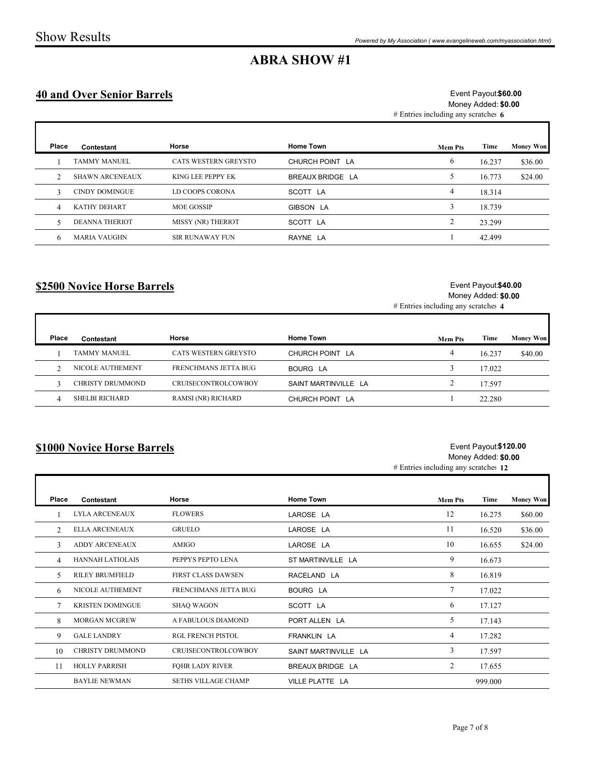# ABRA SHOW #1

## 40 and Over Senior Barrels

Event Payout: **$60.00**
Money Added: **$0.00**
# Entries including any scratches **6**

| Place | Contestant | Horse | Home Town | Mem Pts | Time | Money Won |
|---|---|---|---|---|---|---|
| 1 | TAMMY MANUEL | CATS WESTERN GREYSTO | CHURCH POINT LA | 6 | 16.237 | $36.00 |
| 2 | SHAWN ARCENEAUX | KING LEE PEPPY EK | BREAUX BRIDGE LA | 5 | 16.773 | $24.00 |
| 3 | CINDY DOMINGUE | LD COOPS CORONA | SCOTT LA | 4 | 18.314 | |
| 4 | KATHY DEHART | MOE GOSSIP | GIBSON LA | 3 | 18.739 | |
| 5 | DEANNA THERIOT | MISSY (NR) THERIOT | SCOTT LA | 2 | 23.299 | |
| 6 | MARIA VAUGHN | SIR RUNAWAY FUN | RAYNE LA | 1 | 42.499 | |

## $2500 Novice Horse Barrels

Event Payout: **$40.00**
Money Added: **$0.00**
# Entries including any scratches **4**

| Place | Contestant | Horse | Home Town | Mem Pts | Time | Money Won |
|---|---|---|---|---|---|---|
| 1 | TAMMY MANUEL | CATS WESTERN GREYSTO | CHURCH POINT LA | 4 | 16.237 | $40.00 |
| 2 | NICOLE AUTHEMENT | FRENCHMANS JETTA BUG | BOURG LA | 3 | 17.022 | |
| 3 | CHRISTY DRUMMOND | CRUISECONTROLCOWBOY | SAINT MARTINVILLE LA | 2 | 17.597 | |
| 4 | SHELBI RICHARD | RAMSI (NR) RICHARD | CHURCH POINT LA | 1 | 22.280 | |

## $1000 Novice Horse Barrels

Event Payout: **$120.00**
Money Added: **$0.00**
# Entries including any scratches **12**

| Place | Contestant | Horse | Home Town | Mem Pts | Time | Money Won |
|---|---|---|---|---|---|---|
| 1 | LYLA ARCENEAUX | FLOWERS | LAROSE LA | 12 | 16.275 | $60.00 |
| 2 | ELLA ARCENEAUX | GRUELO | LAROSE LA | 11 | 16.520 | $36.00 |
| 3 | ADDY ARCENEAUX | AMIGO | LAROSE LA | 10 | 16.655 | $24.00 |
| 4 | HANNAH LATIOLAIS | PEPPYS PEPTO LENA | ST MARTINVILLE LA | 9 | 16.673 | |
| 5 | RILEY BRUMFIELD | FIRST CLASS DAWSEN | RACELAND LA | 8 | 16.819 | |
| 6 | NICOLE AUTHEMENT | FRENCHMANS JETTA BUG | BOURG LA | 7 | 17.022 | |
| 7 | KRISTEN DOMINGUE | SHAQ WAGON | SCOTT LA | 6 | 17.127 | |
| 8 | MORGAN MCGREW | A FABULOUS DIAMOND | PORT ALLEN LA | 5 | 17.143 | |
| 9 | GALE LANDRY | RGL FRENCH PISTOL | FRANKLIN LA | 4 | 17.282 | |
| 10 | CHRISTY DRUMMOND | CRUISECONTROLCOWBOY | SAINT MARTINVILLE LA | 3 | 17.597 | |
| 11 | HOLLY PARRISH | FQHR LADY RIVER | BREAUX BRIDGE LA | 2 | 17.655 | |
| | BAYLIE NEWMAN | SETHS VILLAGE CHAMP | VILLE PLATTE LA | | 999.000 | |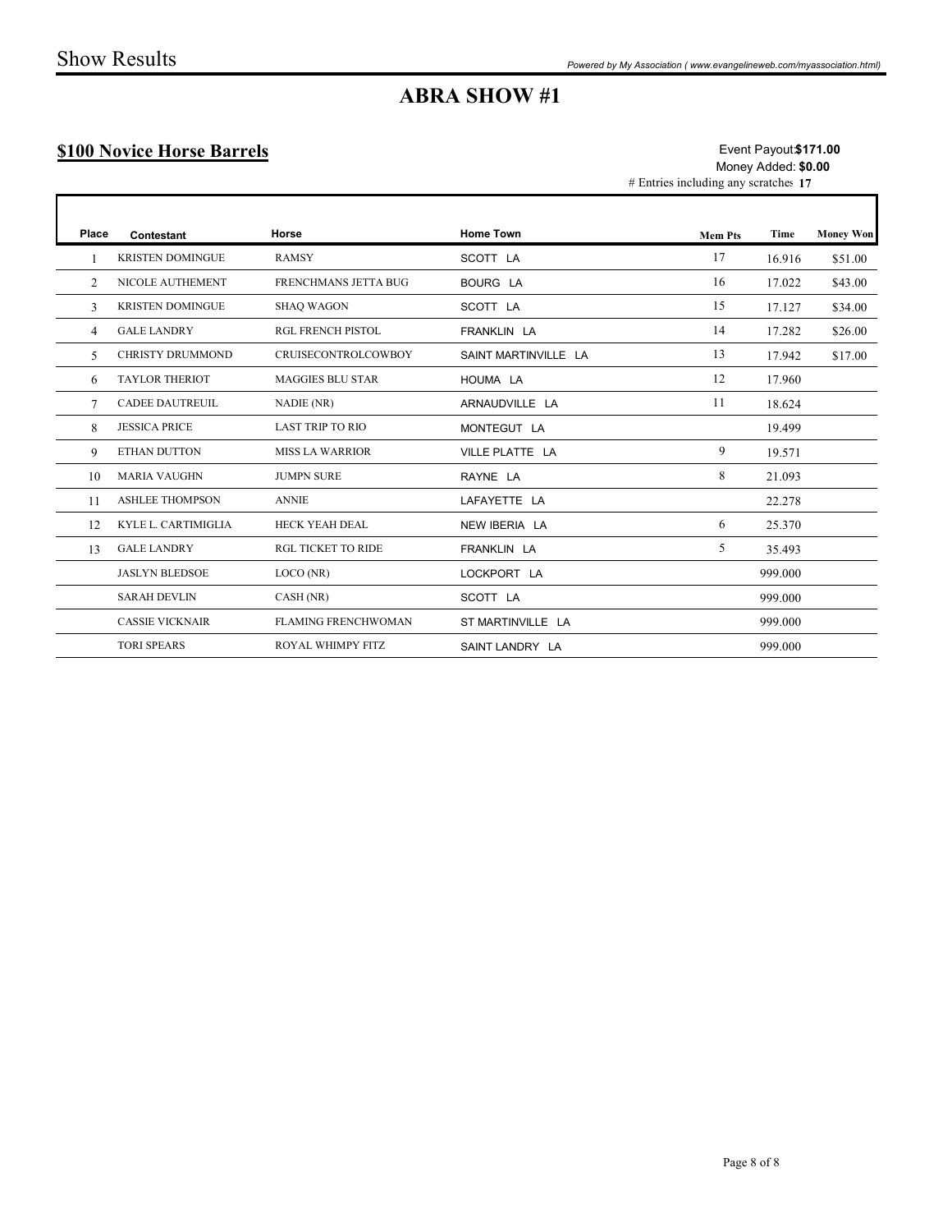# ABRA SHOW #1

## $100 Novice Horse Barrels

Event Payout: **$171.00**
Money Added: **$0.00**
# Entries including any scratches **17**

| Place | Contestant | Horse | Home Town | Mem Pts | Time | Money Won |
|---|---|---|---|---|---|---|
| 1 | KRISTEN DOMINGUE | RAMSY | SCOTT LA | 17 | 16.916 | $51.00 |
| 2 | NICOLE AUTHEMENT | FRENCHMANS JETTA BUG | BOURG LA | 16 | 17.022 | $43.00 |
| 3 | KRISTEN DOMINGUE | SHAQ WAGON | SCOTT LA | 15 | 17.127 | $34.00 |
| 4 | GALE LANDRY | RGL FRENCH PISTOL | FRANKLIN LA | 14 | 17.282 | $26.00 |
| 5 | CHRISTY DRUMMOND | CRUISECONTROLCOWBOY | SAINT MARTINVILLE LA | 13 | 17.942 | $17.00 |
| 6 | TAYLOR THERIOT | MAGGIES BLU STAR | HOUMA LA | 12 | 17.960 | |
| 7 | CADEE DAUTREUIL | NADIE (NR) | ARNAUDVILLE LA | 11 | 18.624 | |
| 8 | JESSICA PRICE | LAST TRIP TO RIO | MONTEGUT LA | | 19.499 | |
| 9 | ETHAN DUTTON | MISS LA WARRIOR | VILLE PLATTE LA | 9 | 19.571 | |
| 10 | MARIA VAUGHN | JUMPN SURE | RAYNE LA | 8 | 21.093 | |
| 11 | ASHLEE THOMPSON | ANNIE | LAFAYETTE LA | | 22.278 | |
| 12 | KYLE L. CARTIMIGLIA | HECK YEAH DEAL | NEW IBERIA LA | 6 | 25.370 | |
| 13 | GALE LANDRY | RGL TICKET TO RIDE | FRANKLIN LA | 5 | 35.493 | |
| | JASLYN BLEDSOE | LOCO (NR) | LOCKPORT LA | | 999.000 | |
| | SARAH DEVLIN | CASH (NR) | SCOTT LA | | 999.000 | |
| | CASSIE VICKNAIR | FLAMING FRENCHWOMAN | ST MARTINVILLE LA | | 999.000 | |
| | TORI SPEARS | ROYAL WHIMPY FITZ | SAINT LANDRY LA | | 999.000 | |